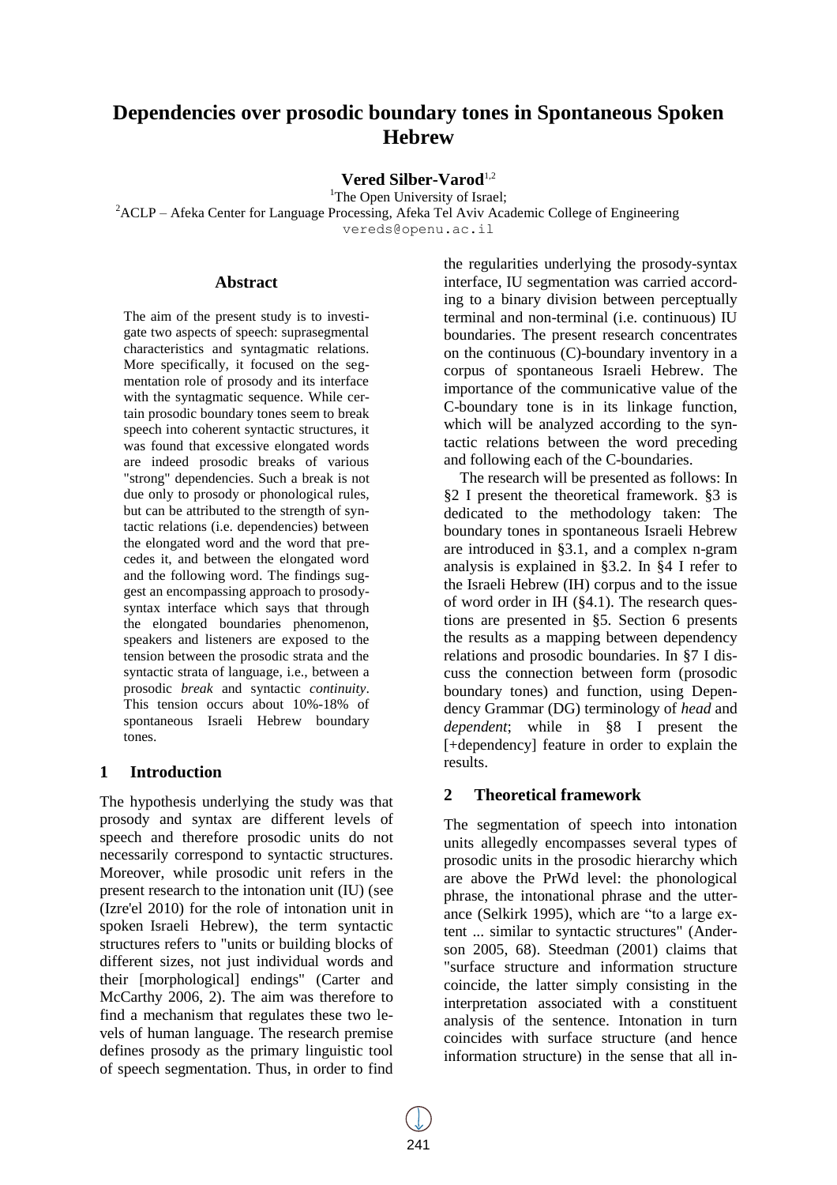# Dependencies over prosodic boundary tones in Spontaneous Spoken Hebrew

**Vered Silber-Varod**[1,2]

[1]The Open University of Israel;
[2]ACLP – Afeka Center for Language Processing, Afeka Tel Aviv Academic College of Engineering
vereds@openu.ac.il

## Abstract

The aim of the present study is to investigate two aspects of speech: suprasegmental characteristics and syntagmatic relations. More specifically, it focused on the segmentation role of prosody and its interface with the syntagmatic sequence. While certain prosodic boundary tones seem to break speech into coherent syntactic structures, it was found that excessive elongated words are indeed prosodic breaks of various "strong" dependencies. Such a break is not due only to prosody or phonological rules, but can be attributed to the strength of syntactic relations (i.e. dependencies) between the elongated word and the word that precedes it, and between the elongated word and the following word. The findings suggest an encompassing approach to prosody-syntax interface which says that through the elongated boundaries phenomenon, speakers and listeners are exposed to the tension between the prosodic strata and the syntactic strata of language, i.e., between a prosodic *break* and syntactic *continuity*. This tension occurs about 10%-18% of spontaneous Israeli Hebrew boundary tones.

## 1 Introduction

The hypothesis underlying the study was that prosody and syntax are different levels of speech and therefore prosodic units do not necessarily correspond to syntactic structures. Moreover, while prosodic unit refers in the present research to the intonation unit (IU) (see (Izre'el 2010) for the role of intonation unit in spoken Israeli Hebrew), the term syntactic structures refers to "units or building blocks of different sizes, not just individual words and their [morphological] endings" (Carter and McCarthy 2006, 2). The aim was therefore to find a mechanism that regulates these two levels of human language. The research premise defines prosody as the primary linguistic tool of speech segmentation. Thus, in order to find the regularities underlying the prosody-syntax interface, IU segmentation was carried according to a binary division between perceptually terminal and non-terminal (i.e. continuous) IU boundaries. The present research concentrates on the continuous (C)-boundary inventory in a corpus of spontaneous Israeli Hebrew. The importance of the communicative value of the C-boundary tone is in its linkage function, which will be analyzed according to the syntactic relations between the word preceding and following each of the C-boundaries.

The research will be presented as follows: In §2 I present the theoretical framework. §3 is dedicated to the methodology taken: The boundary tones in spontaneous Israeli Hebrew are introduced in §3.1, and a complex n-gram analysis is explained in §3.2. In §4 I refer to the Israeli Hebrew (IH) corpus and to the issue of word order in IH (§4.1). The research questions are presented in §5. Section 6 presents the results as a mapping between dependency relations and prosodic boundaries. In §7 I discuss the connection between form (prosodic boundary tones) and function, using Dependency Grammar (DG) terminology of *head* and *dependent*; while in §8 I present the [+dependency] feature in order to explain the results.

## 2 Theoretical framework

The segmentation of speech into intonation units allegedly encompasses several types of prosodic units in the prosodic hierarchy which are above the PrWd level: the phonological phrase, the intonational phrase and the utterance (Selkirk 1995), which are "to a large extent ... similar to syntactic structures" (Anderson 2005, 68). Steedman (2001) claims that "surface structure and information structure coincide, the latter simply consisting in the interpretation associated with a constituent analysis of the sentence. Intonation in turn coincides with surface structure (and hence information structure) in the sense that all in-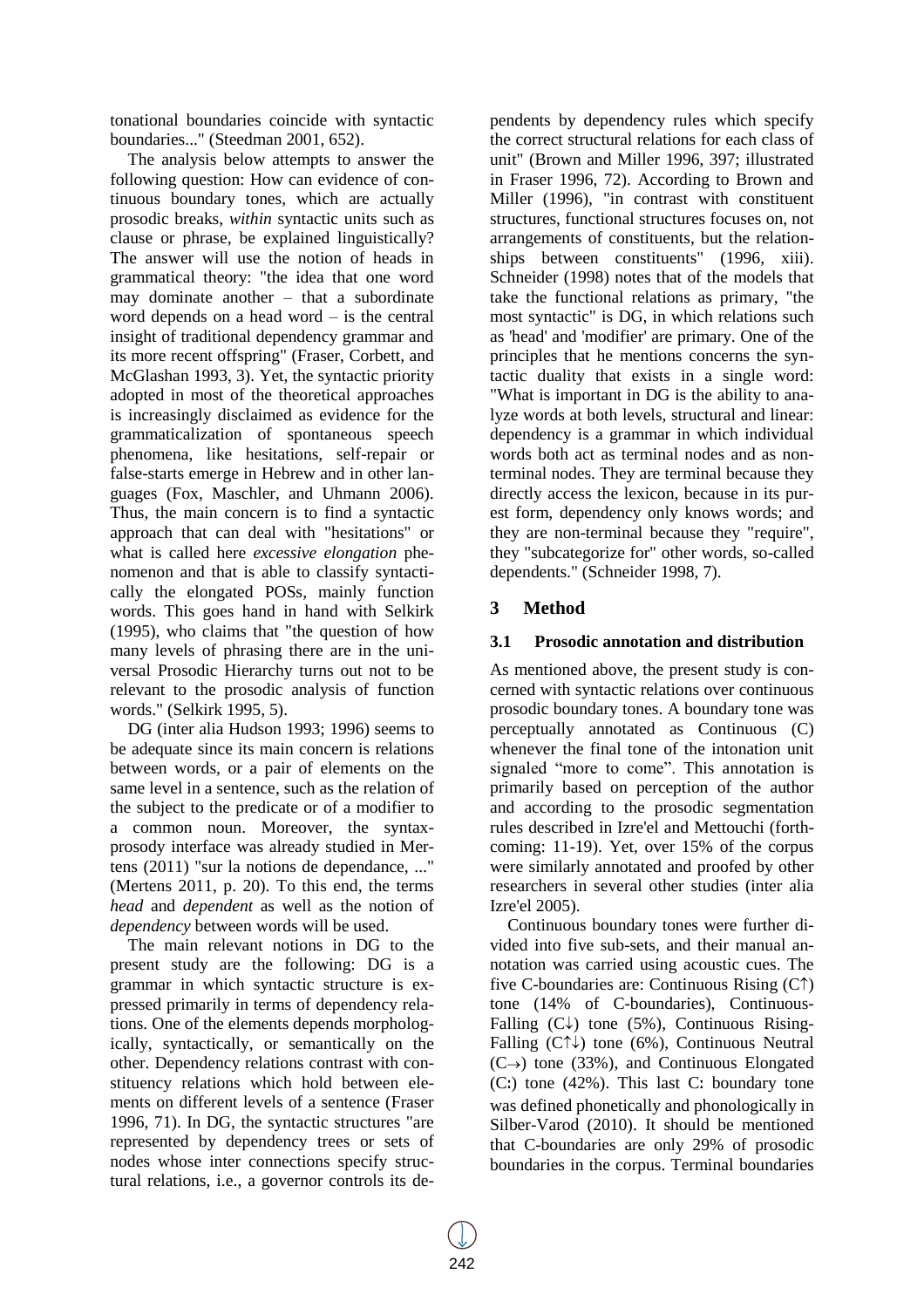tonational boundaries coincide with syntactic boundaries..." (Steedman 2001, 652).

The analysis below attempts to answer the following question: How can evidence of continuous boundary tones, which are actually prosodic breaks, *within* syntactic units such as clause or phrase, be explained linguistically? The answer will use the notion of heads in grammatical theory: "the idea that one word may dominate another – that a subordinate word depends on a head word – is the central insight of traditional dependency grammar and its more recent offspring" (Fraser, Corbett, and McGlashan 1993, 3). Yet, the syntactic priority adopted in most of the theoretical approaches is increasingly disclaimed as evidence for the grammaticalization of spontaneous speech phenomena, like hesitations, self-repair or false-starts emerge in Hebrew and in other languages (Fox, Maschler, and Uhmann 2006). Thus, the main concern is to find a syntactic approach that can deal with "hesitations" or what is called here *excessive elongation* phenomenon and that is able to classify syntactically the elongated POSs, mainly function words. This goes hand in hand with Selkirk (1995), who claims that "the question of how many levels of phrasing there are in the universal Prosodic Hierarchy turns out not to be relevant to the prosodic analysis of function words." (Selkirk 1995, 5).

DG (inter alia Hudson 1993; 1996) seems to be adequate since its main concern is relations between words, or a pair of elements on the same level in a sentence, such as the relation of the subject to the predicate or of a modifier to a common noun. Moreover, the syntax-prosody interface was already studied in Mertens (2011) "sur la notions de dependance, ..." (Mertens 2011, p. 20). To this end, the terms *head* and *dependent* as well as the notion of *dependency* between words will be used.

The main relevant notions in DG to the present study are the following: DG is a grammar in which syntactic structure is expressed primarily in terms of dependency relations. One of the elements depends morphologically, syntactically, or semantically on the other. Dependency relations contrast with constituency relations which hold between elements on different levels of a sentence (Fraser 1996, 71). In DG, the syntactic structures "are represented by dependency trees or sets of nodes whose inter connections specify structural relations, i.e., a governor controls its dependents by dependency rules which specify the correct structural relations for each class of unit" (Brown and Miller 1996, 397; illustrated in Fraser 1996, 72). According to Brown and Miller (1996), "in contrast with constituent structures, functional structures focuses on, not arrangements of constituents, but the relationships between constituents" (1996, xiii). Schneider (1998) notes that of the models that take the functional relations as primary, "the most syntactic" is DG, in which relations such as 'head' and 'modifier' are primary. One of the principles that he mentions concerns the syntactic duality that exists in a single word: "What is important in DG is the ability to analyze words at both levels, structural and linear: dependency is a grammar in which individual words both act as terminal nodes and as non-terminal nodes. They are terminal because they directly access the lexicon, because in its purest form, dependency only knows words; and they are non-terminal because they "require", they "subcategorize for" other words, so-called dependents." (Schneider 1998, 7).

## 3 Method

### 3.1 Prosodic annotation and distribution

As mentioned above, the present study is concerned with syntactic relations over continuous prosodic boundary tones. A boundary tone was perceptually annotated as Continuous (C) whenever the final tone of the intonation unit signaled "more to come". This annotation is primarily based on perception of the author and according to the prosodic segmentation rules described in Izre'el and Mettouchi (forthcoming: 11-19). Yet, over 15% of the corpus were similarly annotated and proofed by other researchers in several other studies (inter alia Izre'el 2005).

Continuous boundary tones were further divided into five sub-sets, and their manual annotation was carried using acoustic cues. The five C-boundaries are: Continuous Rising (C↑) tone (14% of C-boundaries), Continuous-Falling (C↓) tone (5%), Continuous Rising-Falling (C↑↓) tone (6%), Continuous Neutral (C→) tone (33%), and Continuous Elongated (C:) tone (42%). This last C: boundary tone was defined phonetically and phonologically in Silber-Varod (2010). It should be mentioned that C-boundaries are only 29% of prosodic boundaries in the corpus. Terminal boundaries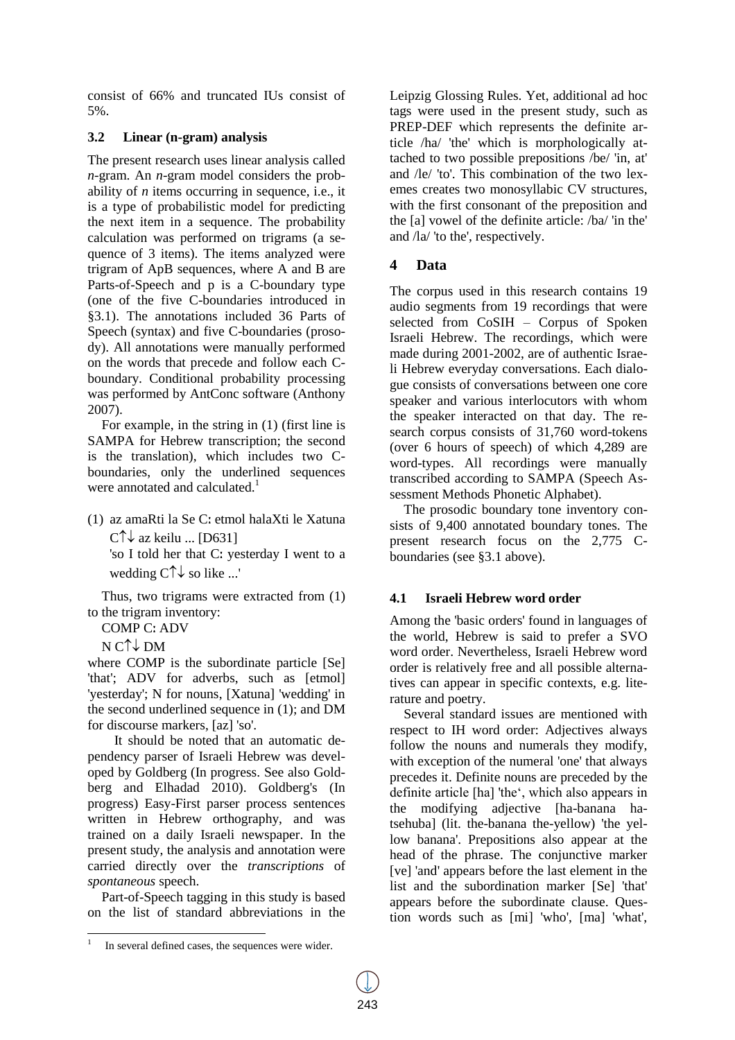consist of 66% and truncated IUs consist of 5%.

### 3.2 Linear (n-gram) analysis

The present research uses linear analysis called *n*-gram. An *n*-gram model considers the probability of *n* items occurring in sequence, i.e., it is a type of probabilistic model for predicting the next item in a sequence. The probability calculation was performed on trigrams (a sequence of 3 items). The items analyzed were trigram of ApB sequences, where A and B are Parts-of-Speech and p is a C-boundary type (one of the five C-boundaries introduced in §3.1). The annotations included 36 Parts of Speech (syntax) and five C-boundaries (prosody). All annotations were manually performed on the words that precede and follow each C-boundary. Conditional probability processing was performed by AntConc software (Anthony 2007).

For example, in the string in (1) (first line is SAMPA for Hebrew transcription; the second is the translation), which includes two C-boundaries, only the underlined sequences were annotated and calculated.[1]

(1) az amaRti la Se C: etmol halaXti le Xatuna C↑↓ az keilu ... [D631]
'so I told her that C: yesterday I went to a wedding C↑↓ so like ...'

Thus, two trigrams were extracted from (1) to the trigram inventory:

COMP C: ADV

N C↑↓ DM

where COMP is the subordinate particle [Se] 'that'; ADV for adverbs, such as [etmol] 'yesterday'; N for nouns, [Xatuna] 'wedding' in the second underlined sequence in (1); and DM for discourse markers, [az] 'so'.

It should be noted that an automatic dependency parser of Israeli Hebrew was developed by Goldberg (In progress. See also Goldberg and Elhadad 2010). Goldberg's (In progress) Easy-First parser process sentences written in Hebrew orthography, and was trained on a daily Israeli newspaper. In the present study, the analysis and annotation were carried directly over the *transcriptions* of *spontaneous* speech.

Part-of-Speech tagging in this study is based on the list of standard abbreviations in the Leipzig Glossing Rules. Yet, additional ad hoc tags were used in the present study, such as PREP-DEF which represents the definite article /ha/ 'the' which is morphologically attached to two possible prepositions /be/ 'in, at' and /le/ 'to'. This combination of the two lexemes creates two monosyllabic CV structures, with the first consonant of the preposition and the [a] vowel of the definite article: /ba/ 'in the' and /la/ 'to the', respectively.

## 4 Data

The corpus used in this research contains 19 audio segments from 19 recordings that were selected from CoSIH – Corpus of Spoken Israeli Hebrew. The recordings, which were made during 2001-2002, are of authentic Israeli Hebrew everyday conversations. Each dialogue consists of conversations between one core speaker and various interlocutors with whom the speaker interacted on that day. The research corpus consists of 31,760 word-tokens (over 6 hours of speech) of which 4,289 are word-types. All recordings were manually transcribed according to SAMPA (Speech Assessment Methods Phonetic Alphabet).

The prosodic boundary tone inventory consists of 9,400 annotated boundary tones. The present research focus on the 2,775 C-boundaries (see §3.1 above).

### 4.1 Israeli Hebrew word order

Among the 'basic orders' found in languages of the world, Hebrew is said to prefer a SVO word order. Nevertheless, Israeli Hebrew word order is relatively free and all possible alternatives can appear in specific contexts, e.g. literature and poetry.

Several standard issues are mentioned with respect to IH word order: Adjectives always follow the nouns and numerals they modify, with exception of the numeral 'one' that always precedes it. Definite nouns are preceded by the definite article [ha] 'the', which also appears in the modifying adjective [ha-banana ha-tsehuba] (lit. the-banana the-yellow) 'the yellow banana'. Prepositions also appear at the head of the phrase. The conjunctive marker [ve] 'and' appears before the last element in the list and the subordination marker [Se] 'that' appears before the subordinate clause. Question words such as [mi] 'who', [ma] 'what',

[1] In several defined cases, the sequences were wider.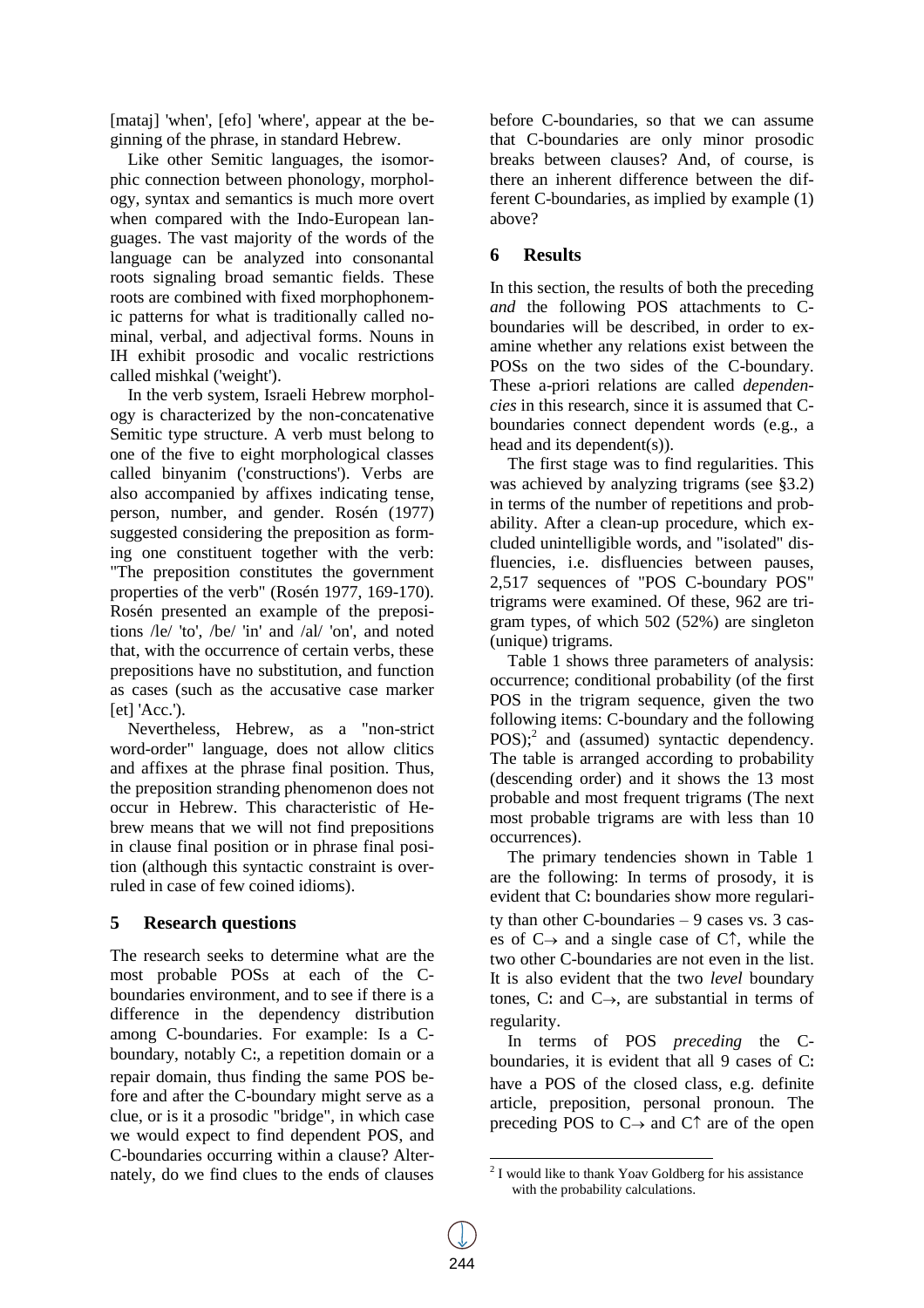[mataj] 'when', [efo] 'where', appear at the beginning of the phrase, in standard Hebrew.

Like other Semitic languages, the isomorphic connection between phonology, morphology, syntax and semantics is much more overt when compared with the Indo-European languages. The vast majority of the words of the language can be analyzed into consonantal roots signaling broad semantic fields. These roots are combined with fixed morphophonemic patterns for what is traditionally called nominal, verbal, and adjectival forms. Nouns in IH exhibit prosodic and vocalic restrictions called mishkal ('weight').

In the verb system, Israeli Hebrew morphology is characterized by the non-concatenative Semitic type structure. A verb must belong to one of the five to eight morphological classes called binyanim ('constructions'). Verbs are also accompanied by affixes indicating tense, person, number, and gender. Rosén (1977) suggested considering the preposition as forming one constituent together with the verb: "The preposition constitutes the government properties of the verb" (Rosén 1977, 169-170). Rosén presented an example of the prepositions /le/ 'to', /be/ 'in' and /al/ 'on', and noted that, with the occurrence of certain verbs, these prepositions have no substitution, and function as cases (such as the accusative case marker [et] 'Acc.').

Nevertheless, Hebrew, as a "non-strict word-order" language, does not allow clitics and affixes at the phrase final position. Thus, the preposition stranding phenomenon does not occur in Hebrew. This characteristic of Hebrew means that we will not find prepositions in clause final position or in phrase final position (although this syntactic constraint is overruled in case of few coined idioms).

## 5 Research questions

The research seeks to determine what are the most probable POSs at each of the C-boundaries environment, and to see if there is a difference in the dependency distribution among C-boundaries. For example: Is a C-boundary, notably C:, a repetition domain or a repair domain, thus finding the same POS before and after the C-boundary might serve as a clue, or is it a prosodic "bridge", in which case we would expect to find dependent POS, and C-boundaries occurring within a clause? Alternately, do we find clues to the ends of clauses before C-boundaries, so that we can assume that C-boundaries are only minor prosodic breaks between clauses? And, of course, is there an inherent difference between the different C-boundaries, as implied by example (1) above?

## 6 Results

In this section, the results of both the preceding *and* the following POS attachments to C-boundaries will be described, in order to examine whether any relations exist between the POSs on the two sides of the C-boundary. These a-priori relations are called *dependencies* in this research, since it is assumed that C-boundaries connect dependent words (e.g., a head and its dependent(s)).

The first stage was to find regularities. This was achieved by analyzing trigrams (see §3.2) in terms of the number of repetitions and probability. After a clean-up procedure, which excluded unintelligible words, and "isolated" disfluencies, i.e. disfluencies between pauses, 2,517 sequences of "POS C-boundary POS" trigrams were examined. Of these, 962 are trigram types, of which 502 (52%) are singleton (unique) trigrams.

Table 1 shows three parameters of analysis: occurrence; conditional probability (of the first POS in the trigram sequence, given the two following items: C-boundary and the following POS);[2] and (assumed) syntactic dependency. The table is arranged according to probability (descending order) and it shows the 13 most probable and most frequent trigrams (The next most probable trigrams are with less than 10 occurrences).

The primary tendencies shown in Table 1 are the following: In terms of prosody, it is evident that C: boundaries show more regularity than other C-boundaries – 9 cases vs. 3 cases of C→ and a single case of C↑, while the two other C-boundaries are not even in the list. It is also evident that the two *level* boundary tones, C: and C→, are substantial in terms of regularity.

In terms of POS *preceding* the C-boundaries, it is evident that all 9 cases of C: have a POS of the closed class, e.g. definite article, preposition, personal pronoun. The preceding POS to C→ and C↑ are of the open

[2] I would like to thank Yoav Goldberg for his assistance with the probability calculations.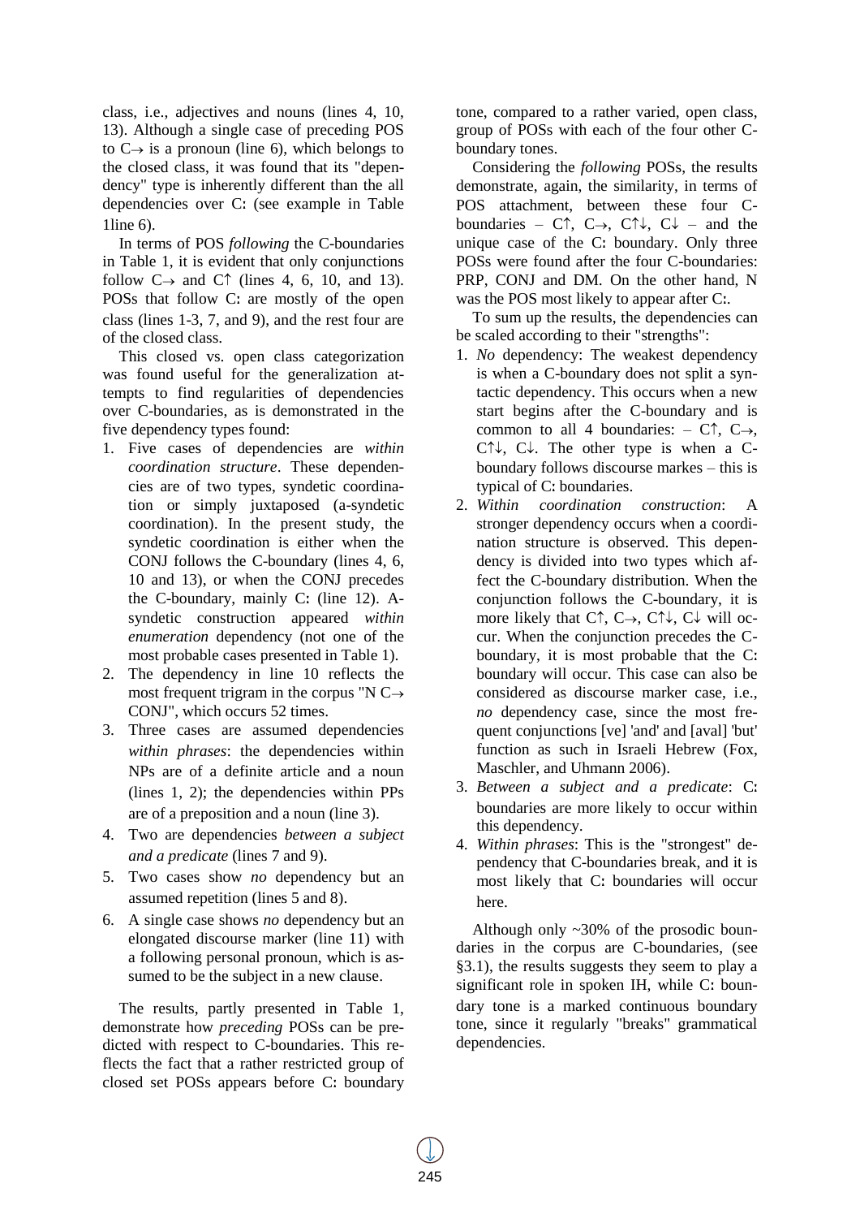class, i.e., adjectives and nouns (lines 4, 10, 13). Although a single case of preceding POS to C→ is a pronoun (line 6), which belongs to the closed class, it was found that its "dependency" type is inherently different than the all dependencies over C: (see example in Table 1line 6).

In terms of POS *following* the C-boundaries in Table 1, it is evident that only conjunctions follow C→ and C↑ (lines 4, 6, 10, and 13). POSs that follow C: are mostly of the open class (lines 1-3, 7, and 9), and the rest four are of the closed class.

This closed vs. open class categorization was found useful for the generalization attempts to find regularities of dependencies over C-boundaries, as is demonstrated in the five dependency types found:

1. Five cases of dependencies are *within coordination structure*. These dependencies are of two types, syndetic coordination or simply juxtaposed (a-syndetic coordination). In the present study, the syndetic coordination is either when the CONJ follows the C-boundary (lines 4, 6, 10 and 13), or when the CONJ precedes the C-boundary, mainly C: (line 12). A-syndetic construction appeared *within enumeration* dependency (not one of the most probable cases presented in Table 1).
2. The dependency in line 10 reflects the most frequent trigram in the corpus "N C→ CONJ", which occurs 52 times.
3. Three cases are assumed dependencies *within phrases*: the dependencies within NPs are of a definite article and a noun (lines 1, 2); the dependencies within PPs are of a preposition and a noun (line 3).
4. Two are dependencies *between a subject and a predicate* (lines 7 and 9).
5. Two cases show *no* dependency but an assumed repetition (lines 5 and 8).
6. A single case shows *no* dependency but an elongated discourse marker (line 11) with a following personal pronoun, which is assumed to be the subject in a new clause.

The results, partly presented in Table 1, demonstrate how *preceding* POSs can be predicted with respect to C-boundaries. This reflects the fact that a rather restricted group of closed set POSs appears before C: boundary tone, compared to a rather varied, open class, group of POSs with each of the four other C-boundary tones.

Considering the *following* POSs, the results demonstrate, again, the similarity, in terms of POS attachment, between these four C-boundaries – C↑, C→, C↑↓, C↓ – and the unique case of the C: boundary. Only three POSs were found after the four C-boundaries: PRP, CONJ and DM. On the other hand, N was the POS most likely to appear after C:.

To sum up the results, the dependencies can be scaled according to their "strengths":

1. *No* dependency: The weakest dependency is when a C-boundary does not split a syntactic dependency. This occurs when a new start begins after the C-boundary and is common to all 4 boundaries: – C↑, C→, C↑↓, C↓. The other type is when a C-boundary follows discourse markes – this is typical of C: boundaries.
2. *Within coordination construction*: A stronger dependency occurs when a coordination structure is observed. This dependency is divided into two types which affect the C-boundary distribution. When the conjunction follows the C-boundary, it is more likely that C↑, C→, C↑↓, C↓ will occur. When the conjunction precedes the C-boundary, it is most probable that the C: boundary will occur. This case can also be considered as discourse marker case, i.e., *no* dependency case, since the most frequent conjunctions [ve] 'and' and [aval] 'but' function as such in Israeli Hebrew (Fox, Maschler, and Uhmann 2006).
3. *Between a subject and a predicate*: C: boundaries are more likely to occur within this dependency.
4. *Within phrases*: This is the "strongest" dependency that C-boundaries break, and it is most likely that C: boundaries will occur here.

Although only ~30% of the prosodic boundaries in the corpus are C-boundaries, (see §3.1), the results suggests they seem to play a significant role in spoken IH, while C: boundary tone is a marked continuous boundary tone, since it regularly "breaks" grammatical dependencies.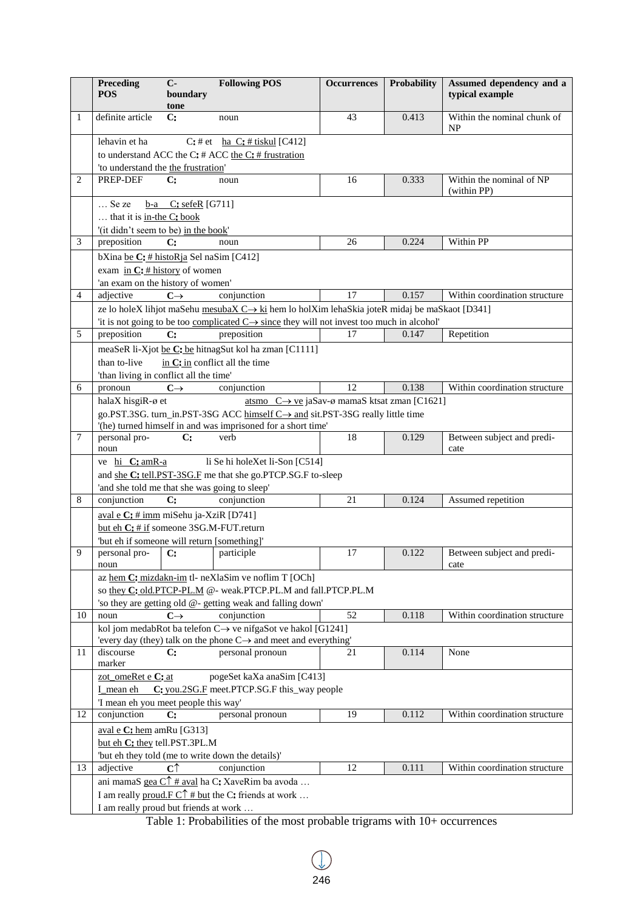| | Preceding POS | C-boundary tone | Following POS | Occurrences | Probability | Assumed dependency and a typical example |
|---|---|---|---|---|---|---|
| 1 | definite article | C: | noun | 43 | 0.413 | Within the nominal chunk of NP |
| | lehavin et ha C: # et ha C: # tiskul [C412]<br>to understand ACC the C: # ACC the C: # frustration<br>'to understand the the frustration' | | | | | |
| 2 | PREP-DEF | C: | noun | 16 | 0.333 | Within the nominal of NP (within PP) |
| | … Se ze b-a C: sefeR [G711]<br>… that it is in-the C: book<br>'(it didn't seem to be) in the book' | | | | | |
| 3 | preposition | C: | noun | 26 | 0.224 | Within PP |
| | bXina be C: # histoRja Sel naSim [C412]<br>exam in C: # history of women<br>'an exam on the history of women' | | | | | |
| 4 | adjective | C→ | conjunction | 17 | 0.157 | Within coordination structure |
| | ze lo holeX lihjot maSehu mesubaX C→ ki hem lo holXim lehaSkia joteR midaj be maSkaot [D341]<br>'it is not going to be too complicated C→ since they will not invest too much in alcohol' | | | | | |
| 5 | preposition | C: | preposition | 17 | 0.147 | Repetition |
| | meaSeR li-Xjot be C: be hitnagSut kol ha zman [C1111]<br>than to-live in C: in conflict all the time<br>'than living in conflict all the time' | | | | | |
| 6 | pronoun | C→ | conjunction | 12 | 0.138 | Within coordination structure |
| | halaX hisgiR-ø et atsmo C→ ve jaSav-ø mamaS ktsat zman [C1621]<br>go.PST.3SG. turn_in.PST-3SG ACC himself C→ and sit.PST-3SG really little time<br>'(he) turned himself in and was imprisoned for a short time' | | | | | |
| 7 | personal pronoun | C: | verb | 18 | 0.129 | Between subject and predicate |
| | ve hi C: amR-a li Se hi holeXet li-Son [C514]<br>and she C: tell.PST-3SG.F me that she go.PTCP.SG.F to-sleep<br>'and she told me that she was going to sleep' | | | | | |
| 8 | conjunction | C: | conjunction | 21 | 0.124 | Assumed repetition |
| | aval e C: # imm miSehu ja-XziR [D741]<br>but eh C: # if someone 3SG.M-FUT.return<br>'but eh if someone will return [something]' | | | | | |
| 9 | personal pronoun | C: | participle | 17 | 0.122 | Between subject and predicate |
| | az hem C: mizdakn-im tl- neXlaSim ve noflim T [OCh]<br>so they C: old.PTCP-PL.M @- weak.PTCP.PL.M and fall.PTCP.PL.M<br>'so they are getting old @- getting weak and falling down' | | | | | |
| 10 | noun | C→ | conjunction | 52 | 0.118 | Within coordination structure |
| | kol jom medabRot ba telefon C→ ve nifgaSot ve hakol [G1241]<br>'every day (they) talk on the phone C→ and meet and everything' | | | | | |
| 11 | discourse marker | C: | personal pronoun | 21 | 0.114 | None |
| | zot_omeRet e C: at pogeSet kaXa anaSim [C413]<br>I_mean eh C: you.2SG.F meet.PTCP.SG.F this_way people<br>'I mean eh you meet people this way' | | | | | |
| 12 | conjunction | C: | personal pronoun | 19 | 0.112 | Within coordination structure |
| | aval e C: hem amRu [G313]<br>but eh C: they tell.PST.3PL.M<br>'but eh they told (me to write down the details)' | | | | | |
| 13 | adjective | C↑ | conjunction | 12 | 0.111 | Within coordination structure |
| | ani mamaS gea C↑ # aval ha C: XaveRim ba avoda …<br>I am really proud.F C↑ # but the C: friends at work …<br>I am really proud but friends at work … | | | | | |

Table 1: Probabilities of the most probable trigrams with 10+ occurrences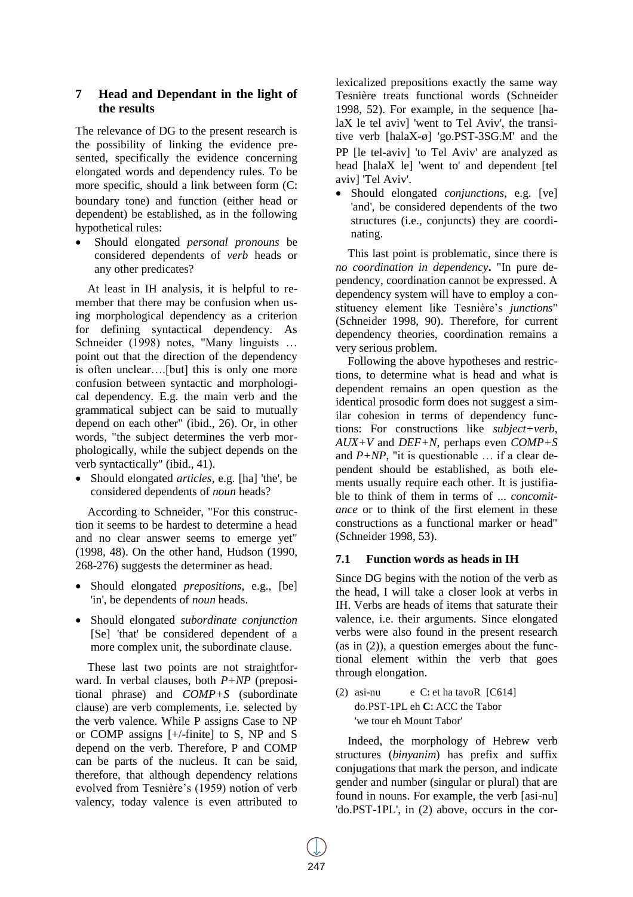## 7 Head and Dependant in the light of the results

The relevance of DG to the present research is the possibility of linking the evidence presented, specifically the evidence concerning elongated words and dependency rules. To be more specific, should a link between form (C: boundary tone) and function (either head or dependent) be established, as in the following hypothetical rules:

- Should elongated *personal pronouns* be considered dependents of *verb* heads or any other predicates?

At least in IH analysis, it is helpful to remember that there may be confusion when using morphological dependency as a criterion for defining syntactical dependency. As Schneider (1998) notes, "Many linguists … point out that the direction of the dependency is often unclear….[but] this is only one more confusion between syntactic and morphological dependency. E.g. the main verb and the grammatical subject can be said to mutually depend on each other" (ibid., 26). Or, in other words, "the subject determines the verb morphologically, while the subject depends on the verb syntactically" (ibid., 41).

- Should elongated *articles*, e.g. [ha] 'the', be considered dependents of *noun* heads?

According to Schneider, "For this construction it seems to be hardest to determine a head and no clear answer seems to emerge yet" (1998, 48). On the other hand, Hudson (1990, 268-276) suggests the determiner as head.

- Should elongated *prepositions*, e.g., [be] 'in', be dependents of *noun* heads.
- Should elongated *subordinate conjunction* [Se] 'that' be considered dependent of a more complex unit, the subordinate clause.

These last two points are not straightforward. In verbal clauses, both *P+NP* (prepositional phrase) and *COMP+S* (subordinate clause) are verb complements, i.e. selected by the verb valence. While P assigns Case to NP or COMP assigns [+/-finite] to S, NP and S depend on the verb. Therefore, P and COMP can be parts of the nucleus. It can be said, therefore, that although dependency relations evolved from Tesnière's (1959) notion of verb valency, today valence is even attributed to lexicalized prepositions exactly the same way Tesnière treats functional words (Schneider 1998, 52). For example, in the sequence [halaX le tel aviv] 'went to Tel Aviv', the transitive verb [halaX-ø] 'go.PST-3SG.M' and the PP [le tel-aviv] 'to Tel Aviv' are analyzed as head [halaX le] 'went to' and dependent [tel aviv] 'Tel Aviv'.

- Should elongated *conjunctions*, e.g. [ve] 'and', be considered dependents of the two structures (i.e., conjuncts) they are coordinating.

This last point is problematic, since there is *no coordination in dependency***.** "In pure dependency, coordination cannot be expressed. A dependency system will have to employ a constituency element like Tesnière's *junctions*" (Schneider 1998, 90). Therefore, for current dependency theories, coordination remains a very serious problem.

Following the above hypotheses and restrictions, to determine what is head and what is dependent remains an open question as the identical prosodic form does not suggest a similar cohesion in terms of dependency functions: For constructions like *subject+verb*, *AUX+V* and *DEF+N*, perhaps even *COMP+S* and *P+NP*, "it is questionable … if a clear dependent should be established, as both elements usually require each other. It is justifiable to think of them in terms of ... *concomitance* or to think of the first element in these constructions as a functional marker or head" (Schneider 1998, 53).

### 7.1 Function words as heads in IH

Since DG begins with the notion of the verb as the head, I will take a closer look at verbs in IH. Verbs are heads of items that saturate their valence, i.e. their arguments. Since elongated verbs were also found in the present research (as in (2)), a question emerges about the functional element within the verb that goes through elongation.

(2) asi-nu e C: et ha tavoR [C614]
do.PST-1PL eh **C**: ACC the Tabor
'we tour eh Mount Tabor'

Indeed, the morphology of Hebrew verb structures (*binyanim*) has prefix and suffix conjugations that mark the person, and indicate gender and number (singular or plural) that are found in nouns. For example, the verb [asi-nu] 'do.PST-1PL', in (2) above, occurs in the cor-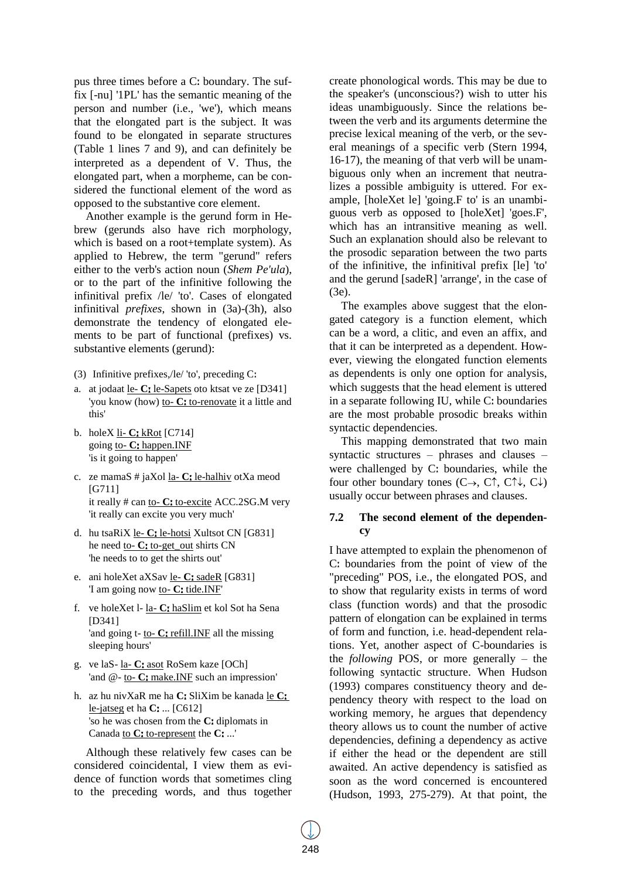pus three times before a C: boundary. The suffix [-nu] '1PL' has the semantic meaning of the person and number (i.e., 'we'), which means that the elongated part is the subject. It was found to be elongated in separate structures (Table 1 lines 7 and 9), and can definitely be interpreted as a dependent of V. Thus, the elongated part, when a morpheme, can be considered the functional element of the word as opposed to the substantive core element.

Another example is the gerund form in Hebrew (gerunds also have rich morphology, which is based on a root+template system). As applied to Hebrew, the term "gerund" refers either to the verb's action noun (*Shem Pe'ula*), or to the part of the infinitive following the infinitival prefix /le/ 'to'. Cases of elongated infinitival *prefixes*, shown in (3a)-(3h), also demonstrate the tendency of elongated elements to be part of functional (prefixes) vs. substantive elements (gerund):

(3) Infinitive prefixes,/le/ 'to', preceding C:

a. at jodaat le- **C:** le-Sapets oto ktsat ve ze [D341]
   you know (how) to- **C:** to-renovate it a little and this'

b. holeX li- **C:** kRot [C714]
   going to- **C:** happen.INF
   'is it going to happen'

c. ze mamaS # jaXol la- **C:** le-halhiv otXa meod [G711]
   it really # can to- **C:** to-excite ACC.2SG.M very
   'it really can excite you very much'

d. hu tsaRiX le- **C:** le-hotsi Xultsot CN [G831]
   he need to- **C:** to-get_out shirts CN
   'he needs to to get the shirts out'

e. ani holeXet aXSav le- **C:** sadeR [G831]
   'I am going now to- **C:** tide.INF'

f. ve holeXet l- la- **C:** haSlim et kol Sot ha Sena [D341]
   'and going t- to- **C:** refill.INF all the missing sleeping hours'

g. ve laS- la- **C:** asot RoSem kaze [OCh]
   'and @- to- **C:** make.INF such an impression'

h. az hu nivXaR me ha **C:** SliXim be kanada le **C:** le-jatseg et ha **C:** ... [C612]
   'so he was chosen from the **C:** diplomats in Canada to **C:** to-represent the **C:** ...'

Although these relatively few cases can be considered coincidental, I view them as evidence of function words that sometimes cling to the preceding words, and thus together create phonological words. This may be due to the speaker's (unconscious?) wish to utter his ideas unambiguously. Since the relations between the verb and its arguments determine the precise lexical meaning of the verb, or the several meanings of a specific verb (Stern 1994, 16-17), the meaning of that verb will be unambiguous only when an increment that neutralizes a possible ambiguity is uttered. For example, [holeXet le] 'going.F to' is an unambiguous verb as opposed to [holeXet] 'goes.F', which has an intransitive meaning as well. Such an explanation should also be relevant to the prosodic separation between the two parts of the infinitive, the infinitival prefix [le] 'to' and the gerund [sadeR] 'arrange', in the case of (3e).

The examples above suggest that the elongated category is a function element, which can be a word, a clitic, and even an affix, and that it can be interpreted as a dependent. However, viewing the elongated function elements as dependents is only one option for analysis, which suggests that the head element is uttered in a separate following IU, while C: boundaries are the most probable prosodic breaks within syntactic dependencies.

This mapping demonstrated that two main syntactic structures – phrases and clauses – were challenged by C: boundaries, while the four other boundary tones (C→, C↑, C↑↓, C↓) usually occur between phrases and clauses.

### 7.2 The second element of the dependency

I have attempted to explain the phenomenon of C: boundaries from the point of view of the "preceding" POS, i.e., the elongated POS, and to show that regularity exists in terms of word class (function words) and that the prosodic pattern of elongation can be explained in terms of form and function, i.e. head-dependent relations. Yet, another aspect of C-boundaries is the *following* POS, or more generally – the following syntactic structure. When Hudson (1993) compares constituency theory and dependency theory with respect to the load on working memory, he argues that dependency theory allows us to count the number of active dependencies, defining a dependency as active if either the head or the dependent are still awaited. An active dependency is satisfied as soon as the word concerned is encountered (Hudson, 1993, 275-279). At that point, the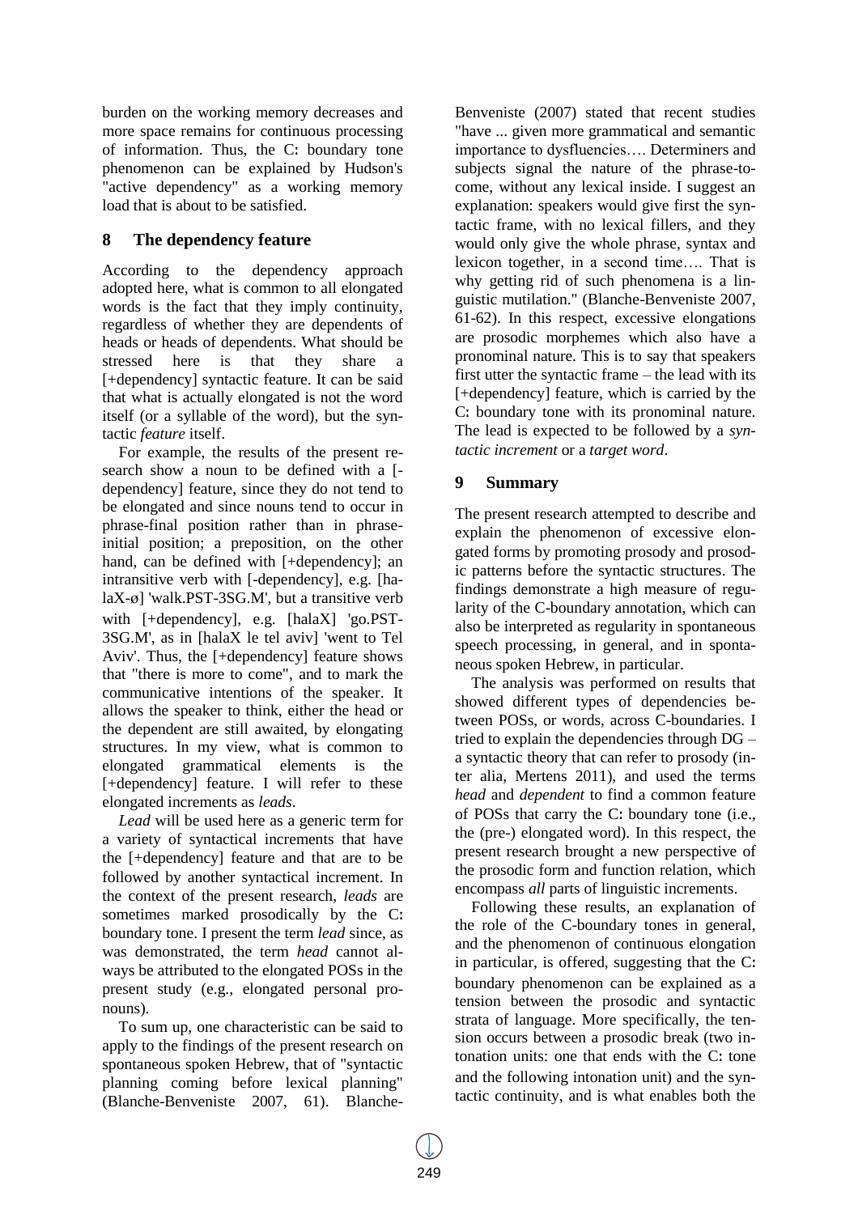burden on the working memory decreases and more space remains for continuous processing of information. Thus, the C: boundary tone phenomenon can be explained by Hudson's "active dependency" as a working memory load that is about to be satisfied.

## 8 The dependency feature

According to the dependency approach adopted here, what is common to all elongated words is the fact that they imply continuity, regardless of whether they are dependents of heads or heads of dependents. What should be stressed here is that they share a [+dependency] syntactic feature. It can be said that what is actually elongated is not the word itself (or a syllable of the word), but the syntactic *feature* itself.

For example, the results of the present research show a noun to be defined with a [-dependency] feature, since they do not tend to be elongated and since nouns tend to occur in phrase-final position rather than in phrase-initial position; a preposition, on the other hand, can be defined with [+dependency]; an intransitive verb with [-dependency], e.g. [halaX-ø] 'walk.PST-3SG.M', but a transitive verb with [+dependency], e.g. [halaX] 'go.PST-3SG.M', as in [halaX le tel aviv] 'went to Tel Aviv'. Thus, the [+dependency] feature shows that "there is more to come", and to mark the communicative intentions of the speaker. It allows the speaker to think, either the head or the dependent are still awaited, by elongating structures. In my view, what is common to elongated grammatical elements is the [+dependency] feature. I will refer to these elongated increments as *leads*.

*Lead* will be used here as a generic term for a variety of syntactical increments that have the [+dependency] feature and that are to be followed by another syntactical increment. In the context of the present research, *leads* are sometimes marked prosodically by the C: boundary tone. I present the term *lead* since, as was demonstrated, the term *head* cannot always be attributed to the elongated POSs in the present study (e.g., elongated personal pronouns).

To sum up, one characteristic can be said to apply to the findings of the present research on spontaneous spoken Hebrew, that of "syntactic planning coming before lexical planning" (Blanche-Benveniste 2007, 61). Blanche-Benveniste (2007) stated that recent studies "have ... given more grammatical and semantic importance to dysfluencies…. Determiners and subjects signal the nature of the phrase-to-come, without any lexical inside. I suggest an explanation: speakers would give first the syntactic frame, with no lexical fillers, and they would only give the whole phrase, syntax and lexicon together, in a second time…. That is why getting rid of such phenomena is a linguistic mutilation." (Blanche-Benveniste 2007, 61-62). In this respect, excessive elongations are prosodic morphemes which also have a pronominal nature. This is to say that speakers first utter the syntactic frame – the lead with its [+dependency] feature, which is carried by the C: boundary tone with its pronominal nature. The lead is expected to be followed by a *syntactic increment* or a *target word*.

## 9 Summary

The present research attempted to describe and explain the phenomenon of excessive elongated forms by promoting prosody and prosodic patterns before the syntactic structures. The findings demonstrate a high measure of regularity of the C-boundary annotation, which can also be interpreted as regularity in spontaneous speech processing, in general, and in spontaneous spoken Hebrew, in particular.

The analysis was performed on results that showed different types of dependencies between POSs, or words, across C-boundaries. I tried to explain the dependencies through DG – a syntactic theory that can refer to prosody (inter alia, Mertens 2011), and used the terms *head* and *dependent* to find a common feature of POSs that carry the C: boundary tone (i.e., the (pre-) elongated word). In this respect, the present research brought a new perspective of the prosodic form and function relation, which encompass *all* parts of linguistic increments.

Following these results, an explanation of the role of the C-boundary tones in general, and the phenomenon of continuous elongation in particular, is offered, suggesting that the C: boundary phenomenon can be explained as a tension between the prosodic and syntactic strata of language. More specifically, the tension occurs between a prosodic break (two intonation units: one that ends with the C: tone and the following intonation unit) and the syntactic continuity, and is what enables both the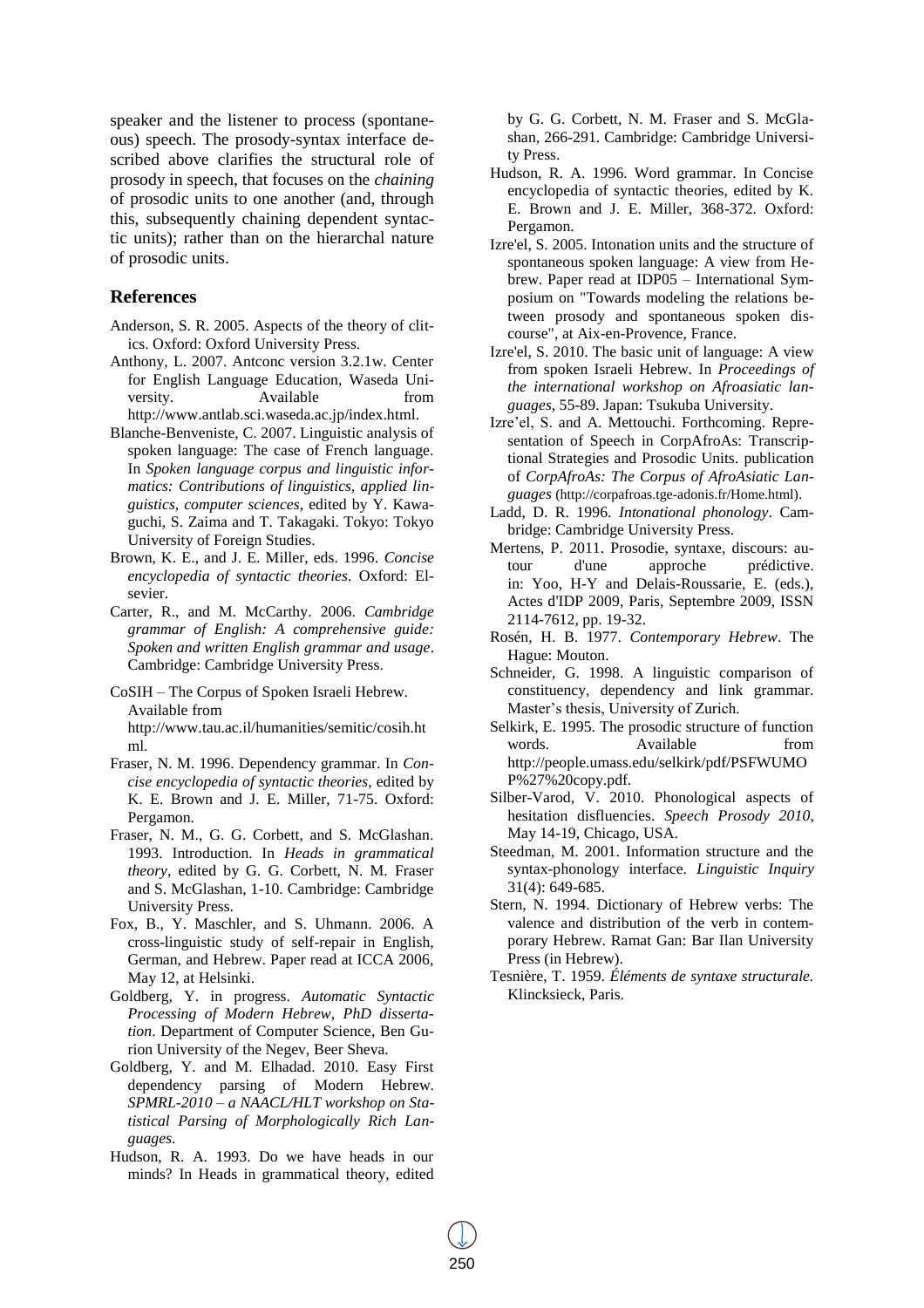speaker and the listener to process (spontaneous) speech. The prosody-syntax interface described above clarifies the structural role of prosody in speech, that focuses on the *chaining* of prosodic units to one another (and, through this, subsequently chaining dependent syntactic units); rather than on the hierarchal nature of prosodic units.

## References

Anderson, S. R. 2005. Aspects of the theory of clitics. Oxford: Oxford University Press.

Anthony, L. 2007. Antconc version 3.2.1w. Center for English Language Education, Waseda University. Available from http://www.antlab.sci.waseda.ac.jp/index.html.

Blanche-Benveniste, C. 2007. Linguistic analysis of spoken language: The case of French language. In *Spoken language corpus and linguistic informatics: Contributions of linguistics, applied linguistics, computer sciences*, edited by Y. Kawaguchi, S. Zaima and T. Takagaki. Tokyo: Tokyo University of Foreign Studies.

Brown, K. E., and J. E. Miller, eds. 1996. *Concise encyclopedia of syntactic theories*. Oxford: Elsevier.

Carter, R., and M. McCarthy. 2006. *Cambridge grammar of English: A comprehensive guide: Spoken and written English grammar and usage*. Cambridge: Cambridge University Press.

CoSIH – The Corpus of Spoken Israeli Hebrew. Available from http://www.tau.ac.il/humanities/semitic/cosih.html.

Fraser, N. M. 1996. Dependency grammar. In *Concise encyclopedia of syntactic theories*, edited by K. E. Brown and J. E. Miller, 71-75. Oxford: Pergamon.

Fraser, N. M., G. G. Corbett, and S. McGlashan. 1993. Introduction. In *Heads in grammatical theory*, edited by G. G. Corbett, N. M. Fraser and S. McGlashan, 1-10. Cambridge: Cambridge University Press.

Fox, B., Y. Maschler, and S. Uhmann. 2006. A cross-linguistic study of self-repair in English, German, and Hebrew. Paper read at ICCA 2006, May 12, at Helsinki.

Goldberg, Y. in progress. *Automatic Syntactic Processing of Modern Hebrew, PhD dissertation*. Department of Computer Science, Ben Gurion University of the Negev, Beer Sheva.

Goldberg, Y. and M. Elhadad. 2010. Easy First dependency parsing of Modern Hebrew. *SPMRL-2010 – a NAACL/HLT workshop on Statistical Parsing of Morphologically Rich Languages*.

Hudson, R. A. 1993. Do we have heads in our minds? In Heads in grammatical theory, edited by G. G. Corbett, N. M. Fraser and S. McGlashan, 266-291. Cambridge: Cambridge University Press.

Hudson, R. A. 1996. Word grammar. In Concise encyclopedia of syntactic theories, edited by K. E. Brown and J. E. Miller, 368-372. Oxford: Pergamon.

Izre'el, S. 2005. Intonation units and the structure of spontaneous spoken language: A view from Hebrew. Paper read at IDP05 – International Symposium on "Towards modeling the relations between prosody and spontaneous spoken discourse", at Aix-en-Provence, France.

Izre'el, S. 2010. The basic unit of language: A view from spoken Israeli Hebrew. In *Proceedings of the international workshop on Afroasiatic languages*, 55-89. Japan: Tsukuba University.

Izre'el, S. and A. Mettouchi. Forthcoming. Representation of Speech in CorpAfroAs: Transcriptional Strategies and Prosodic Units. publication of *CorpAfroAs: The Corpus of AfroAsiatic Languages* (http://corpafroas.tge-adonis.fr/Home.html).

Ladd, D. R. 1996. *Intonational phonology*. Cambridge: Cambridge University Press.

Mertens, P. 2011. Prosodie, syntaxe, discours: autour d'une approche prédictive. in: Yoo, H-Y and Delais-Roussarie, E. (eds.), Actes d'IDP 2009, Paris, Septembre 2009, ISSN 2114-7612, pp. 19-32.

Rosén, H. B. 1977. *Contemporary Hebrew*. The Hague: Mouton.

Schneider, G. 1998. A linguistic comparison of constituency, dependency and link grammar. Master's thesis, University of Zurich.

Selkirk, E. 1995. The prosodic structure of function words. Available from http://people.umass.edu/selkirk/pdf/PSFWUMOP%27%20copy.pdf.

Silber-Varod, V. 2010. Phonological aspects of hesitation disfluencies. *Speech Prosody 2010*, May 14-19, Chicago, USA.

Steedman, M. 2001. Information structure and the syntax-phonology interface. *Linguistic Inquiry* 31(4): 649-685.

Stern, N. 1994. Dictionary of Hebrew verbs: The valence and distribution of the verb in contemporary Hebrew. Ramat Gan: Bar Ilan University Press (in Hebrew).

Tesnière, T. 1959. *Éléments de syntaxe structurale*. Klincksieck, Paris.